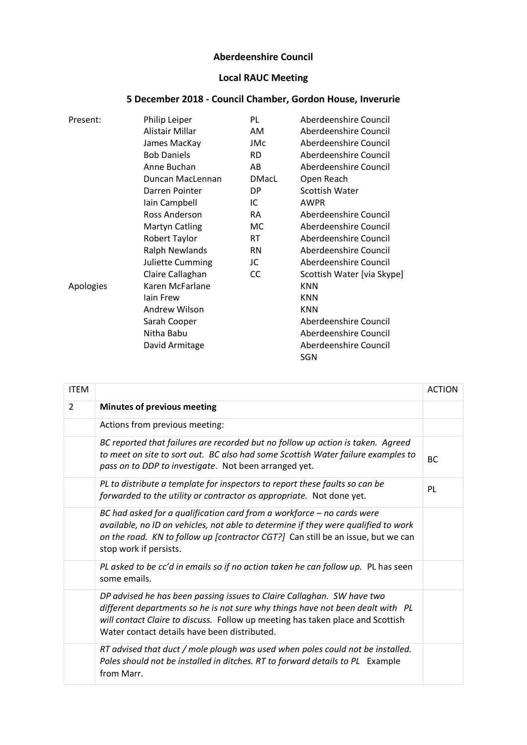**Aberdeenshire Council**

**Local RAUC Meeting**

**5 December 2018 - Council Chamber, Gordon House, Inverurie**

| | | | |
|---|---|---|---|
| Present: | Philip Leiper | PL | Aberdeenshire Council |
| | Alistair Millar | AM | Aberdeenshire Council |
| | James MacKay | JMc | Aberdeenshire Council |
| | Bob Daniels | RD | Aberdeenshire Council |
| | Anne Buchan | AB | Aberdeenshire Council |
| | Duncan MacLennan | DMacL | Open Reach |
| | Darren Pointer | DP | Scottish Water |
| | Iain Campbell | IC | AWPR |
| | Ross Anderson | RA | Aberdeenshire Council |
| | Martyn Catling | MC | Aberdeenshire Council |
| | Robert Taylor | RT | Aberdeenshire Council |
| | Ralph Newlands | RN | Aberdeenshire Council |
| | Juliette Cumming | JC | Aberdeenshire Council |
| | Claire Callaghan | CC | Scottish Water [via Skype] |
| Apologies | Karen McFarlane | | KNN |
| | Iain Frew | | KNN |
| | Andrew Wilson | | KNN |
| | Sarah Cooper | | Aberdeenshire Council |
| | Nitha Babu | | Aberdeenshire Council |
| | David Armitage | | Aberdeenshire Council |
| | | | SGN |

| ITEM | | ACTION |
|---|---|---|
| 2 | **Minutes of previous meeting** | |
| | Actions from previous meeting: | |
| | *BC reported that failures are recorded but no follow up action is taken. Agreed to meet on site to sort out. BC also had some Scottish Water failure examples to pass on to DDP to investigate*. Not been arranged yet. | BC |
| | *PL to distribute a template for inspectors to report these faults so can be forwarded to the utility or contractor as appropriate.* Not done yet. | PL |
| | *BC had asked for a qualification card from a workforce – no cards were available, no ID on vehicles, not able to determine if they were qualified to work on the road. KN to follow up [contractor CGT?]* Can still be an issue, but we can stop work if persists. | |
| | *PL asked to be cc'd in emails so if no action taken he can follow up.* PL has seen some emails. | |
| | *DP advised he has been passing issues to Claire Callaghan. SW have two different departments so he is not sure why things have not been dealt with PL will contact Claire to discuss.* Follow up meeting has taken place and Scottish Water contact details have been distributed. | |
| | *RT advised that duct / mole plough was used when poles could not be installed. Poles should not be installed in ditches. RT to forward details to PL* Example from Marr. | |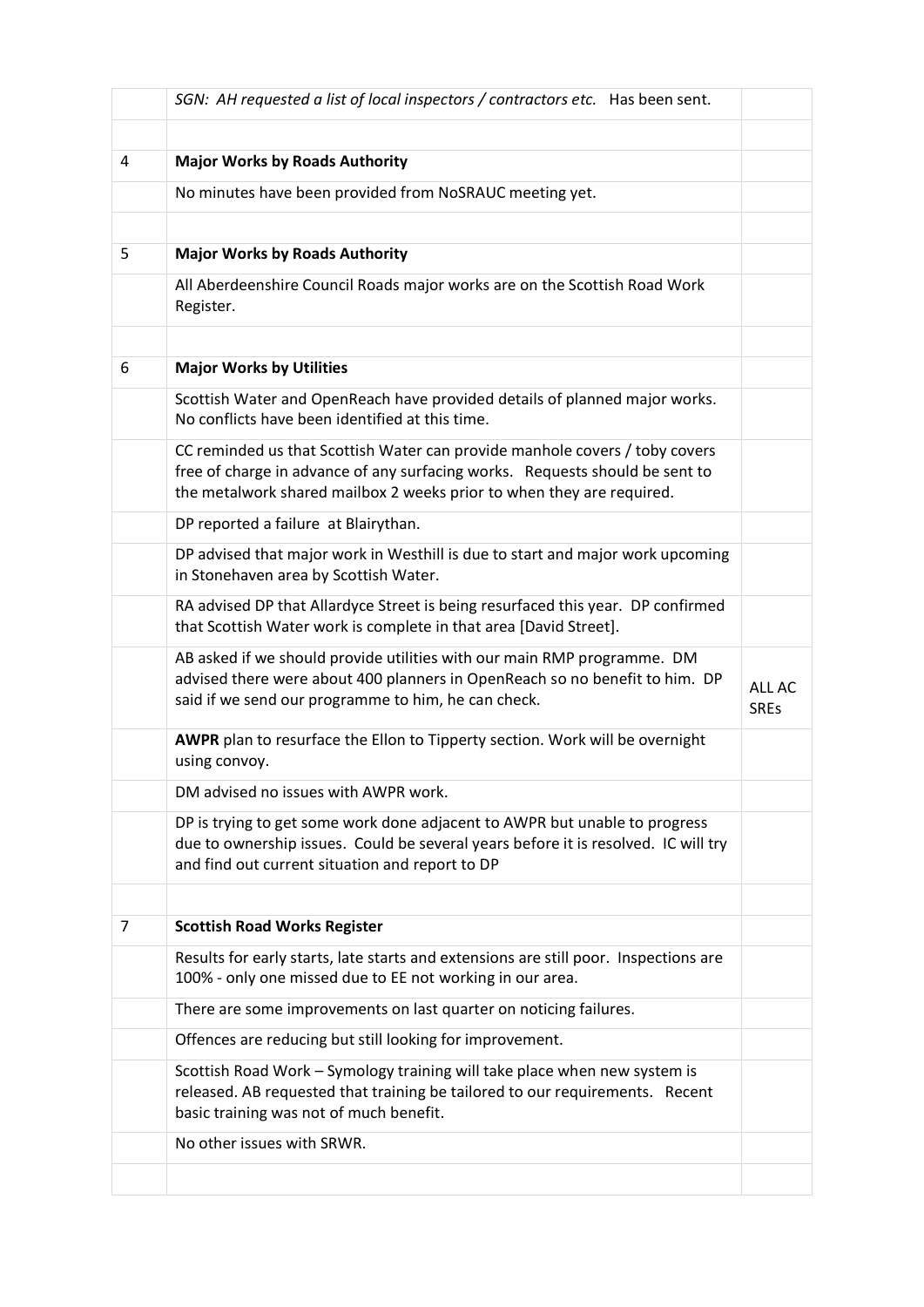| | | |
|---|---|---|
| | *SGN: AH requested a list of local inspectors / contractors etc.* Has been sent. | |
| | | |
| 4 | **Major Works by Roads Authority** | |
| | No minutes have been provided from NoSRAUC meeting yet. | |
| | | |
| 5 | **Major Works by Roads Authority** | |
| | All Aberdeenshire Council Roads major works are on the Scottish Road Work Register. | |
| | | |
| 6 | **Major Works by Utilities** | |
| | Scottish Water and OpenReach have provided details of planned major works. No conflicts have been identified at this time. | |
| | CC reminded us that Scottish Water can provide manhole covers / toby covers free of charge in advance of any surfacing works. Requests should be sent to the metalwork shared mailbox 2 weeks prior to when they are required. | |
| | DP reported a failure at Blairythan. | |
| | DP advised that major work in Westhill is due to start and major work upcoming in Stonehaven area by Scottish Water. | |
| | RA advised DP that Allardyce Street is being resurfaced this year. DP confirmed that Scottish Water work is complete in that area [David Street]. | |
| | AB asked if we should provide utilities with our main RMP programme. DM advised there were about 400 planners in OpenReach so no benefit to him. DP said if we send our programme to him, he can check. | ALL AC SREs |
| | **AWPR** plan to resurface the Ellon to Tipperty section. Work will be overnight using convoy. | |
| | DM advised no issues with AWPR work. | |
| | DP is trying to get some work done adjacent to AWPR but unable to progress due to ownership issues. Could be several years before it is resolved. IC will try and find out current situation and report to DP | |
| | | |
| 7 | **Scottish Road Works Register** | |
| | Results for early starts, late starts and extensions are still poor. Inspections are 100% - only one missed due to EE not working in our area. | |
| | There are some improvements on last quarter on noticing failures. | |
| | Offences are reducing but still looking for improvement. | |
| | Scottish Road Work – Symology training will take place when new system is released. AB requested that training be tailored to our requirements. Recent basic training was not of much benefit. | |
| | No other issues with SRWR. | |
| | | |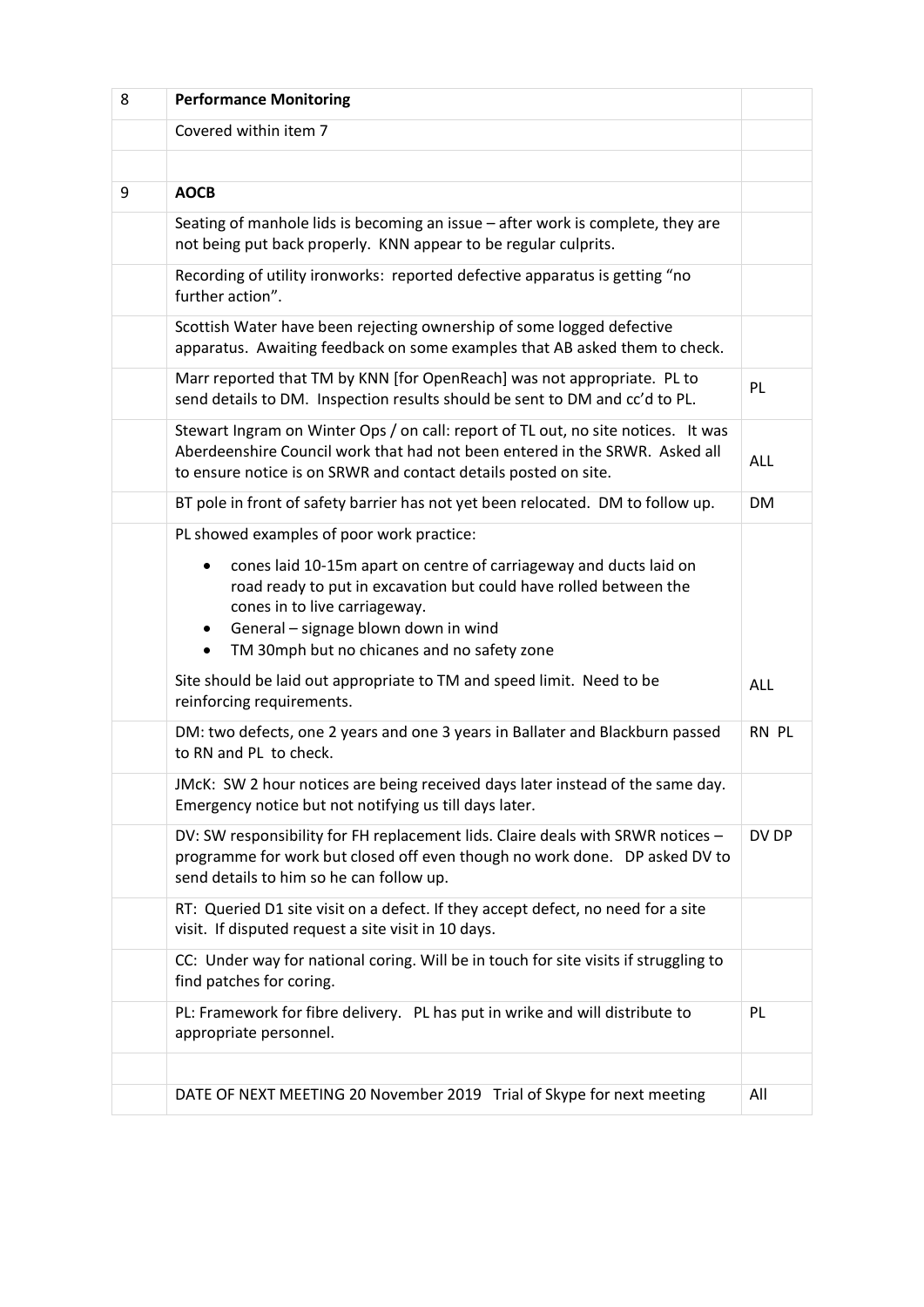| | | |
|---|---|---|
| 8 | **Performance Monitoring** | |
| | Covered within item 7 | |
| | | |
| 9 | **AOCB** | |
| | Seating of manhole lids is becoming an issue – after work is complete, they are not being put back properly. KNN appear to be regular culprits. | |
| | Recording of utility ironworks: reported defective apparatus is getting "no further action". | |
| | Scottish Water have been rejecting ownership of some logged defective apparatus. Awaiting feedback on some examples that AB asked them to check. | |
| | Marr reported that TM by KNN [for OpenReach] was not appropriate. PL to send details to DM. Inspection results should be sent to DM and cc'd to PL. | PL |
| | Stewart Ingram on Winter Ops / on call: report of TL out, no site notices. It was Aberdeenshire Council work that had not been entered in the SRWR. Asked all to ensure notice is on SRWR and contact details posted on site. | ALL |
| | BT pole in front of safety barrier has not yet been relocated. DM to follow up. | DM |
| | PL showed examples of poor work practice:<br>• cones laid 10-15m apart on centre of carriageway and ducts laid on road ready to put in excavation but could have rolled between the cones in to live carriageway.<br>• General – signage blown down in wind<br>• TM 30mph but no chicanes and no safety zone<br>Site should be laid out appropriate to TM and speed limit. Need to be reinforcing requirements. | ALL |
| | DM: two defects, one 2 years and one 3 years in Ballater and Blackburn passed to RN and PL to check. | RN PL |
| | JMcK: SW 2 hour notices are being received days later instead of the same day. Emergency notice but not notifying us till days later. | |
| | DV: SW responsibility for FH replacement lids. Claire deals with SRWR notices – programme for work but closed off even though no work done. DP asked DV to send details to him so he can follow up. | DV DP |
| | RT: Queried D1 site visit on a defect. If they accept defect, no need for a site visit. If disputed request a site visit in 10 days. | |
| | CC: Under way for national coring. Will be in touch for site visits if struggling to find patches for coring. | |
| | PL: Framework for fibre delivery. PL has put in wrike and will distribute to appropriate personnel. | PL |
| | | |
| | DATE OF NEXT MEETING 20 November 2019 Trial of Skype for next meeting | All |